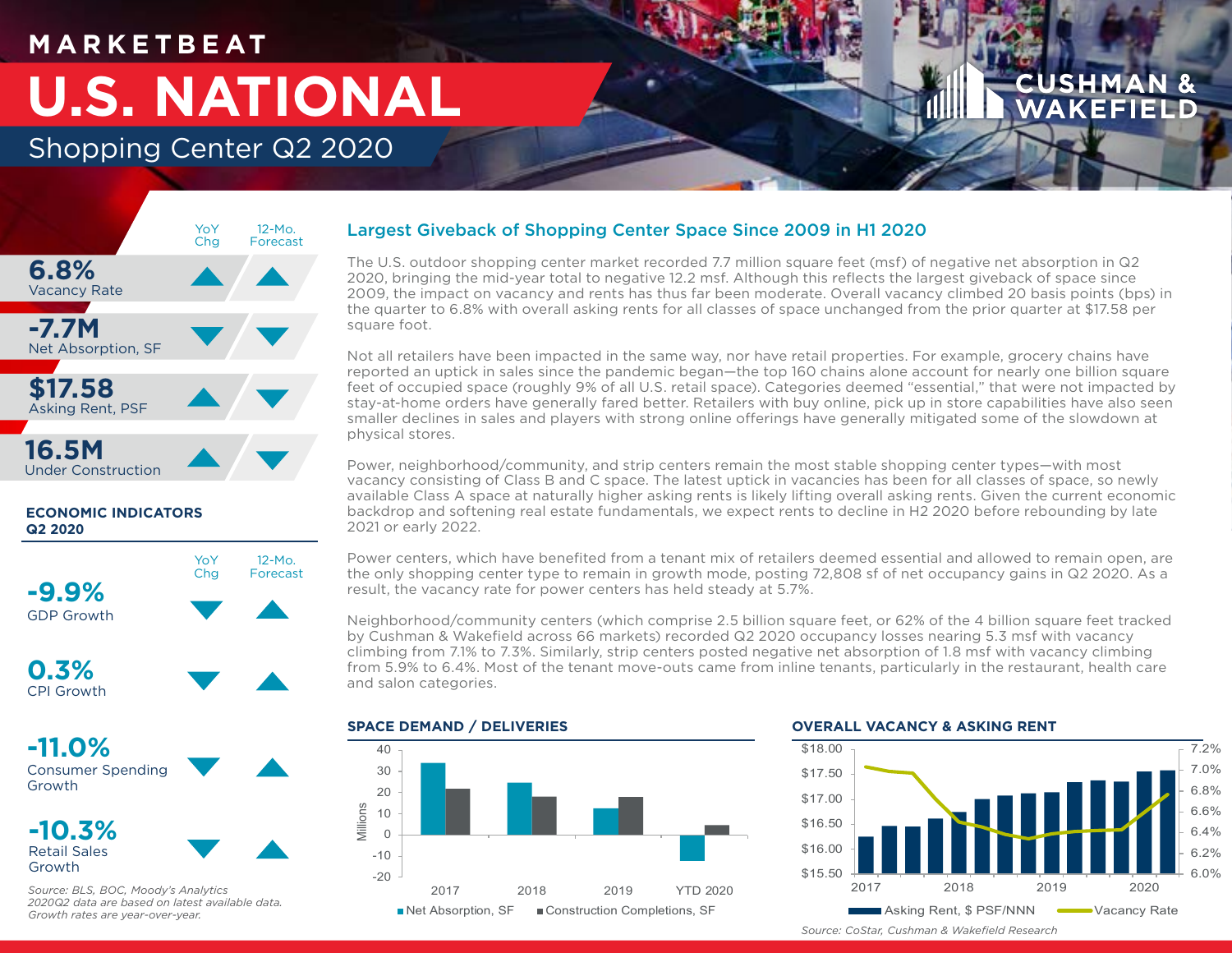# MARKETBEAT

# U.S. NATIONAL

## Shopping Center Q2 2020

| | YoY Chg | 12-Mo. Forecast |
|---|---|---|
| **6.8%** Vacancy Rate | ▲ | ▲ |
| **-7.7M** Net Absorption, SF | ▼ | ▼ |
| **$17.58** Asking Rent, PSF | ▲ | ▼ |
| **16.5M** Under Construction | ▲ | ▼ |

### ECONOMIC INDICATORS Q2 2020

| | YoY Chg | 12-Mo. Forecast |
|---|---|---|
| **-9.9%** GDP Growth | ▼ | ▲ |
| **0.3%** CPI Growth | ▼ | ▲ |
| **-11.0%** Consumer Spending Growth | ▼ | ▲ |
| **-10.3%** Retail Sales Growth | ▼ | ▲ |

*Source: BLS, BOC, Moody's Analytics*
*2020Q2 data are based on latest available data. Growth rates are year-over-year.*

## Largest Giveback of Shopping Center Space Since 2009 in H1 2020

The U.S. outdoor shopping center market recorded 7.7 million square feet (msf) of negative net absorption in Q2 2020, bringing the mid-year total to negative 12.2 msf. Although this reflects the largest giveback of space since 2009, the impact on vacancy and rents has thus far been moderate. Overall vacancy climbed 20 basis points (bps) in the quarter to 6.8% with overall asking rents for all classes of space unchanged from the prior quarter at $17.58 per square foot.

Not all retailers have been impacted in the same way, nor have retail properties. For example, grocery chains have reported an uptick in sales since the pandemic began—the top 160 chains alone account for nearly one billion square feet of occupied space (roughly 9% of all U.S. retail space). Categories deemed "essential," that were not impacted by stay-at-home orders have generally fared better. Retailers with buy online, pick up in store capabilities have also seen smaller declines in sales and players with strong online offerings have generally mitigated some of the slowdown at physical stores.

Power, neighborhood/community, and strip centers remain the most stable shopping center types—with most vacancy consisting of Class B and C space. The latest uptick in vacancies has been for all classes of space, so newly available Class A space at naturally higher asking rents is likely lifting overall asking rents. Given the current economic backdrop and softening real estate fundamentals, we expect rents to decline in H2 2020 before rebounding by late 2021 or early 2022.

Power centers, which have benefited from a tenant mix of retailers deemed essential and allowed to remain open, are the only shopping center type to remain in growth mode, posting 72,808 sf of net occupancy gains in Q2 2020. As a result, the vacancy rate for power centers has held steady at 5.7%.

Neighborhood/community centers (which comprise 2.5 billion square feet, or 62% of the 4 billion square feet tracked by Cushman & Wakefield across 66 markets) recorded Q2 2020 occupancy losses nearing 5.3 msf with vacancy climbing from 7.1% to 7.3%. Similarly, strip centers posted negative net absorption of 1.8 msf with vacancy climbing from 5.9% to 6.4%. Most of the tenant move-outs came from inline tenants, particularly in the restaurant, health care and salon categories.

### SPACE DEMAND / DELIVERIES

| Millions | Net Absorption, SF | Construction Completions, SF |
|---|---|---|
| 2017 | ~34 | ~22 |
| 2018 | ~25 | ~18 |
| 2019 | ~12.5 | ~18 |
| YTD 2020 | ~-12 | ~5 |

### OVERALL VACANCY & ASKING RENT

Legend: Asking Rent, $ PSF/NNN; Vacancy Rate (2017–2020)

*Source: CoStar, Cushman & Wakefield Research*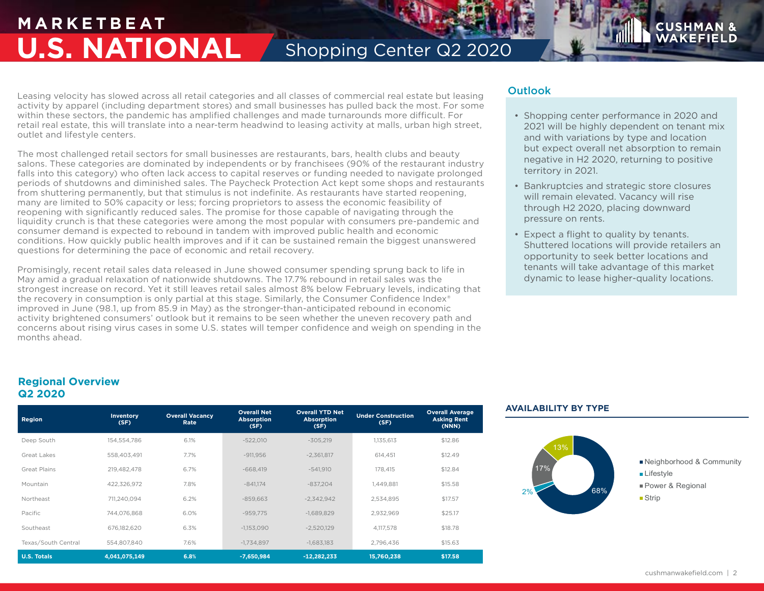# MARKETBEAT
# U.S. NATIONAL
## Shopping Center Q2 2020

Leasing velocity has slowed across all retail categories and all classes of commercial real estate but leasing activity by apparel (including department stores) and small businesses has pulled back the most. For some within these sectors, the pandemic has amplified challenges and made turnarounds more difficult. For retail real estate, this will translate into a near-term headwind to leasing activity at malls, urban high street, outlet and lifestyle centers.

The most challenged retail sectors for small businesses are restaurants, bars, health clubs and beauty salons. These categories are dominated by independents or by franchisees (90% of the restaurant industry falls into this category) who often lack access to capital reserves or funding needed to navigate prolonged periods of shutdowns and diminished sales. The Paycheck Protection Act kept some shops and restaurants from shuttering permanently, but that stimulus is not indefinite. As restaurants have started reopening, many are limited to 50% capacity or less; forcing proprietors to assess the economic feasibility of reopening with significantly reduced sales. The promise for those capable of navigating through the liquidity crunch is that these categories were among the most popular with consumers pre-pandemic and consumer demand is expected to rebound in tandem with improved public health and economic conditions. How quickly public health improves and if it can be sustained remain the biggest unanswered questions for determining the pace of economic and retail recovery.

Promisingly, recent retail sales data released in June showed consumer spending sprung back to life in May amid a gradual relaxation of nationwide shutdowns. The 17.7% rebound in retail sales was the strongest increase on record. Yet it still leaves retail sales almost 8% below February levels, indicating that the recovery in consumption is only partial at this stage. Similarly, the Consumer Confidence Index® improved in June (98.1, up from 85.9 in May) as the stronger-than-anticipated rebound in economic activity brightened consumers' outlook but it remains to be seen whether the uneven recovery path and concerns about rising virus cases in some U.S. states will temper confidence and weigh on spending in the months ahead.

## Outlook

- Shopping center performance in 2020 and 2021 will be highly dependent on tenant mix and with variations by type and location but expect overall net absorption to remain negative in H2 2020, returning to positive territory in 2021.
- Bankruptcies and strategic store closures will remain elevated. Vacancy will rise through H2 2020, placing downward pressure on rents.
- Expect a flight to quality by tenants. Shuttered locations will provide retailers an opportunity to seek better locations and tenants will take advantage of this market dynamic to lease higher-quality locations.

## Regional Overview Q2 2020

| Region | Inventory (SF) | Overall Vacancy Rate | Overall Net Absorption (SF) | Overall YTD Net Absorption (SF) | Under Construction (SF) | Overall Average Asking Rent (NNN) |
|---|---|---|---|---|---|---|
| Deep South | 154,554,786 | 6.1% | -522,010 | -305,219 | 1,135,613 | $12.86 |
| Great Lakes | 558,403,491 | 7.7% | -911,956 | -2,361,817 | 614,451 | $12.49 |
| Great Plains | 219,482,478 | 6.7% | -668,419 | -541,910 | 178,415 | $12.84 |
| Mountain | 422,326,972 | 7.8% | -841,174 | -837,204 | 1,449,881 | $15.58 |
| Northeast | 711,240,094 | 6.2% | -859,663 | -2,342,942 | 2,534,895 | $17.57 |
| Pacific | 744,076,868 | 6.0% | -959,775 | -1,689,829 | 2,932,969 | $25.17 |
| Southeast | 676,182,620 | 6.3% | -1,153,090 | -2,520,129 | 4,117,578 | $18.78 |
| Texas/South Central | 554,807,840 | 7.6% | -1,734,897 | -1,683,183 | 2,796,436 | $15.63 |
| **U.S. Totals** | **4,041,075,149** | **6.8%** | **-7,650,984** | **-12,282,233** | **15,760,238** | **$17.58** |

## AVAILABILITY BY TYPE

- Neighborhood & Community: 68%
- Lifestyle: 2%
- Power & Regional: 17%
- Strip: 13%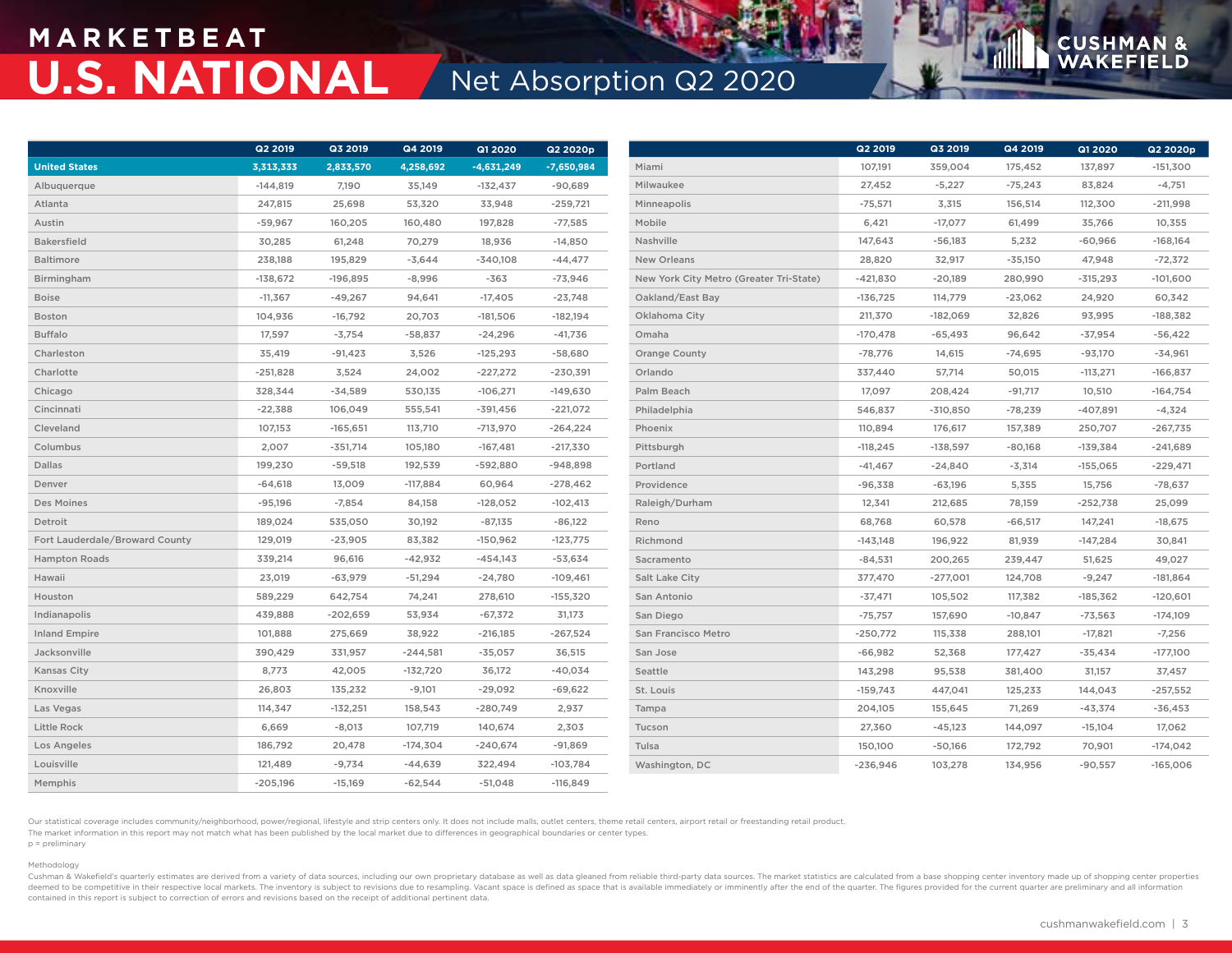# MARKETBEAT

# U.S. NATIONAL

## Net Absorption Q2 2020

| | Q2 2019 | Q3 2019 | Q4 2019 | Q1 2020 | Q2 2020p |
|---|---|---|---|---|---|
| **United States** | **3,313,333** | **2,833,570** | **4,258,692** | **-4,631,249** | **-7,650,984** |
| Albuquerque | -144,819 | 7,190 | 35,149 | -132,437 | -90,689 |
| Atlanta | 247,815 | 25,698 | 53,320 | 33,948 | -259,721 |
| Austin | -59,967 | 160,205 | 160,480 | 197,828 | -77,585 |
| Bakersfield | 30,285 | 61,248 | 70,279 | 18,936 | -14,850 |
| Baltimore | 238,188 | 195,829 | -3,644 | -340,108 | -44,477 |
| Birmingham | -138,672 | -196,895 | -8,996 | -363 | -73,946 |
| Boise | -11,367 | -49,267 | 94,641 | -17,405 | -23,748 |
| Boston | 104,936 | -16,792 | 20,703 | -181,506 | -182,194 |
| Buffalo | 17,597 | -3,754 | -58,837 | -24,296 | -41,736 |
| Charleston | 35,419 | -91,423 | 3,526 | -125,293 | -58,680 |
| Charlotte | -251,828 | 3,524 | 24,002 | -227,272 | -230,391 |
| Chicago | 328,344 | -34,589 | 530,135 | -106,271 | -149,630 |
| Cincinnati | -22,388 | 106,049 | 555,541 | -391,456 | -221,072 |
| Cleveland | 107,153 | -165,651 | 113,710 | -713,970 | -264,224 |
| Columbus | 2,007 | -351,714 | 105,180 | -167,481 | -217,330 |
| Dallas | 199,230 | -59,518 | 192,539 | -592,880 | -948,898 |
| Denver | -64,618 | 13,009 | -117,884 | 60,964 | -278,462 |
| Des Moines | -95,196 | -7,854 | 84,158 | -128,052 | -102,413 |
| Detroit | 189,024 | 535,050 | 30,192 | -87,135 | -86,122 |
| Fort Lauderdale/Broward County | 129,019 | -23,905 | 83,382 | -150,962 | -123,775 |
| Hampton Roads | 339,214 | 96,616 | -42,932 | -454,143 | -53,634 |
| Hawaii | 23,019 | -63,979 | -51,294 | -24,780 | -109,461 |
| Houston | 589,229 | 642,754 | 74,241 | 278,610 | -155,320 |
| Indianapolis | 439,888 | -202,659 | 53,934 | -67,372 | 31,173 |
| Inland Empire | 101,888 | 275,669 | 38,922 | -216,185 | -267,524 |
| Jacksonville | 390,429 | 331,957 | -244,581 | -35,057 | 36,515 |
| Kansas City | 8,773 | 42,005 | -132,720 | 36,172 | -40,034 |
| Knoxville | 26,803 | 135,232 | -9,101 | -29,092 | -69,622 |
| Las Vegas | 114,347 | -132,251 | 158,543 | -280,749 | 2,937 |
| Little Rock | 6,669 | -8,013 | 107,719 | 140,674 | 2,303 |
| Los Angeles | 186,792 | 20,478 | -174,304 | -240,674 | -91,869 |
| Louisville | 121,489 | -9,734 | -44,639 | 322,494 | -103,784 |
| Memphis | -205,196 | -15,169 | -62,544 | -51,048 | -116,849 |
| Miami | 107,191 | 359,004 | 175,452 | 137,897 | -151,300 |
| Milwaukee | 27,452 | -5,227 | -75,243 | 83,824 | -4,751 |
| Minneapolis | -75,571 | 3,315 | 156,514 | 112,300 | -211,998 |
| Mobile | 6,421 | -17,077 | 61,499 | 35,766 | 10,355 |
| Nashville | 147,643 | -56,183 | 5,232 | -60,966 | -168,164 |
| New Orleans | 28,820 | 32,917 | -35,150 | 47,948 | -72,372 |
| New York City Metro (Greater Tri-State) | -421,830 | -20,189 | 280,990 | -315,293 | -101,600 |
| Oakland/East Bay | -136,725 | 114,779 | -23,062 | 24,920 | 60,342 |
| Oklahoma City | 211,370 | -182,069 | 32,826 | 93,995 | -188,382 |
| Omaha | -170,478 | -65,493 | 96,642 | -37,954 | -56,422 |
| Orange County | -78,776 | 14,615 | -74,695 | -93,170 | -34,961 |
| Orlando | 337,440 | 57,714 | 50,015 | -113,271 | -166,837 |
| Palm Beach | 17,097 | 208,424 | -91,717 | 10,510 | -164,754 |
| Philadelphia | 546,837 | -310,850 | -78,239 | -407,891 | -4,324 |
| Phoenix | 110,894 | 176,617 | 157,389 | 250,707 | -267,735 |
| Pittsburgh | -118,245 | -138,597 | -80,168 | -139,384 | -241,689 |
| Portland | -41,467 | -24,840 | -3,314 | -155,065 | -229,471 |
| Providence | -96,338 | -63,196 | 5,355 | 15,756 | -78,637 |
| Raleigh/Durham | 12,341 | 212,685 | 78,159 | -252,738 | 25,099 |
| Reno | 68,768 | 60,578 | -66,517 | 147,241 | -18,675 |
| Richmond | -143,148 | 196,922 | 81,939 | -147,284 | 30,841 |
| Sacramento | -84,531 | 200,265 | 239,447 | 51,625 | 49,027 |
| Salt Lake City | 377,470 | -277,001 | 124,708 | -9,247 | -181,864 |
| San Antonio | -37,471 | 105,502 | 117,382 | -185,362 | -120,601 |
| San Diego | -75,757 | 157,690 | -10,847 | -73,563 | -174,109 |
| San Francisco Metro | -250,772 | 115,338 | 288,101 | -17,821 | -7,256 |
| San Jose | -66,982 | 52,368 | 177,427 | -35,434 | -177,100 |
| Seattle | 143,298 | 95,538 | 381,400 | 31,157 | 37,457 |
| St. Louis | -159,743 | 447,041 | 125,233 | 144,043 | -257,552 |
| Tampa | 204,105 | 155,645 | 71,269 | -43,374 | -36,453 |
| Tucson | 27,360 | -45,123 | 144,097 | -15,104 | 17,062 |
| Tulsa | 150,100 | -50,166 | 172,792 | 70,901 | -174,042 |
| Washington, DC | -236,946 | 103,278 | 134,956 | -90,557 | -165,006 |

Our statistical coverage includes community/neighborhood, power/regional, lifestyle and strip centers only. It does not include malls, outlet centers, theme retail centers, airport retail or freestanding retail product.
The market information in this report may not match what has been published by the local market due to differences in geographical boundaries or center types.
p = preliminary

Methodology
Cushman & Wakefield's quarterly estimates are derived from a variety of data sources, including our own proprietary database as well as data gleaned from reliable third-party data sources. The market statistics are calculated from a base shopping center inventory made up of shopping center properties deemed to be competitive in their respective local markets. The inventory is subject to revisions due to resampling. Vacant space is defined as space that is available immediately or imminently after the end of the quarter. The figures provided for the current quarter are preliminary and all information contained in this report is subject to correction of errors and revisions based on the receipt of additional pertinent data.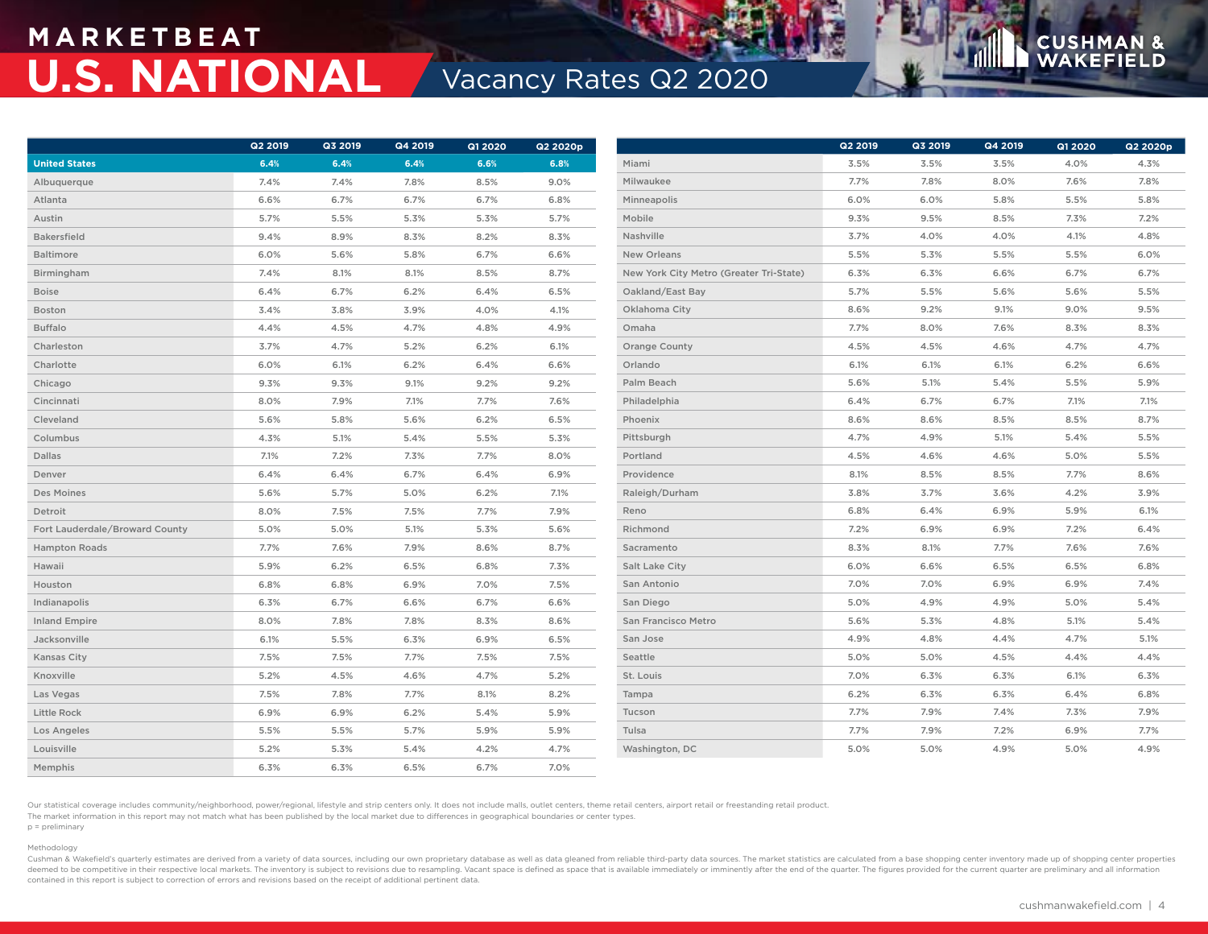# MARKETBEAT

# U.S. NATIONAL

## Vacancy Rates Q2 2020

| | Q2 2019 | Q3 2019 | Q4 2019 | Q1 2020 | Q2 2020p |
|---|---|---|---|---|---|
| **United States** | **6.4%** | **6.4%** | **6.4%** | **6.6%** | **6.8%** |
| Albuquerque | 7.4% | 7.4% | 7.8% | 8.5% | 9.0% |
| Atlanta | 6.6% | 6.7% | 6.7% | 6.7% | 6.8% |
| Austin | 5.7% | 5.5% | 5.3% | 5.3% | 5.7% |
| Bakersfield | 9.4% | 8.9% | 8.3% | 8.2% | 8.3% |
| Baltimore | 6.0% | 5.6% | 5.8% | 6.7% | 6.6% |
| Birmingham | 7.4% | 8.1% | 8.1% | 8.5% | 8.7% |
| Boise | 6.4% | 6.7% | 6.2% | 6.4% | 6.5% |
| Boston | 3.4% | 3.8% | 3.9% | 4.0% | 4.1% |
| Buffalo | 4.4% | 4.5% | 4.7% | 4.8% | 4.9% |
| Charleston | 3.7% | 4.7% | 5.2% | 6.2% | 6.1% |
| Charlotte | 6.0% | 6.1% | 6.2% | 6.4% | 6.6% |
| Chicago | 9.3% | 9.3% | 9.1% | 9.2% | 9.2% |
| Cincinnati | 8.0% | 7.9% | 7.1% | 7.7% | 7.6% |
| Cleveland | 5.6% | 5.8% | 5.6% | 6.2% | 6.5% |
| Columbus | 4.3% | 5.1% | 5.4% | 5.5% | 5.3% |
| Dallas | 7.1% | 7.2% | 7.3% | 7.7% | 8.0% |
| Denver | 6.4% | 6.4% | 6.7% | 6.4% | 6.9% |
| Des Moines | 5.6% | 5.7% | 5.0% | 6.2% | 7.1% |
| Detroit | 8.0% | 7.5% | 7.5% | 7.7% | 7.9% |
| Fort Lauderdale/Broward County | 5.0% | 5.0% | 5.1% | 5.3% | 5.6% |
| Hampton Roads | 7.7% | 7.6% | 7.9% | 8.6% | 8.7% |
| Hawaii | 5.9% | 6.2% | 6.5% | 6.8% | 7.3% |
| Houston | 6.8% | 6.8% | 6.9% | 7.0% | 7.5% |
| Indianapolis | 6.3% | 6.7% | 6.6% | 6.7% | 6.6% |
| Inland Empire | 8.0% | 7.8% | 7.8% | 8.3% | 8.6% |
| Jacksonville | 6.1% | 5.5% | 6.3% | 6.9% | 6.5% |
| Kansas City | 7.5% | 7.5% | 7.7% | 7.5% | 7.5% |
| Knoxville | 5.2% | 4.5% | 4.6% | 4.7% | 5.2% |
| Las Vegas | 7.5% | 7.8% | 7.7% | 8.1% | 8.2% |
| Little Rock | 6.9% | 6.9% | 6.2% | 5.4% | 5.9% |
| Los Angeles | 5.5% | 5.5% | 5.7% | 5.9% | 5.9% |
| Louisville | 5.2% | 5.3% | 5.4% | 4.2% | 4.7% |
| Memphis | 6.3% | 6.3% | 6.5% | 6.7% | 7.0% |
| Miami | 3.5% | 3.5% | 3.5% | 4.0% | 4.3% |
| Milwaukee | 7.7% | 7.8% | 8.0% | 7.6% | 7.8% |
| Minneapolis | 6.0% | 6.0% | 5.8% | 5.5% | 5.8% |
| Mobile | 9.3% | 9.5% | 8.5% | 7.3% | 7.2% |
| Nashville | 3.7% | 4.0% | 4.0% | 4.1% | 4.8% |
| New Orleans | 5.5% | 5.3% | 5.5% | 5.5% | 6.0% |
| New York City Metro (Greater Tri-State) | 6.3% | 6.3% | 6.6% | 6.7% | 6.7% |
| Oakland/East Bay | 5.7% | 5.5% | 5.6% | 5.6% | 5.5% |
| Oklahoma City | 8.6% | 9.2% | 9.1% | 9.0% | 9.5% |
| Omaha | 7.7% | 8.0% | 7.6% | 8.3% | 8.3% |
| Orange County | 4.5% | 4.5% | 4.6% | 4.7% | 4.7% |
| Orlando | 6.1% | 6.1% | 6.1% | 6.2% | 6.6% |
| Palm Beach | 5.6% | 5.1% | 5.4% | 5.5% | 5.9% |
| Philadelphia | 6.4% | 6.7% | 6.7% | 7.1% | 7.1% |
| Phoenix | 8.6% | 8.6% | 8.5% | 8.5% | 8.7% |
| Pittsburgh | 4.7% | 4.9% | 5.1% | 5.4% | 5.5% |
| Portland | 4.5% | 4.6% | 4.6% | 5.0% | 5.5% |
| Providence | 8.1% | 8.5% | 8.5% | 7.7% | 8.6% |
| Raleigh/Durham | 3.8% | 3.7% | 3.6% | 4.2% | 3.9% |
| Reno | 6.8% | 6.4% | 6.9% | 5.9% | 6.1% |
| Richmond | 7.2% | 6.9% | 6.9% | 7.2% | 6.4% |
| Sacramento | 8.3% | 8.1% | 7.7% | 7.6% | 7.6% |
| Salt Lake City | 6.0% | 6.6% | 6.5% | 6.5% | 6.8% |
| San Antonio | 7.0% | 7.0% | 6.9% | 6.9% | 7.4% |
| San Diego | 5.0% | 4.9% | 4.9% | 5.0% | 5.4% |
| San Francisco Metro | 5.6% | 5.3% | 4.8% | 5.1% | 5.4% |
| San Jose | 4.9% | 4.8% | 4.4% | 4.7% | 5.1% |
| Seattle | 5.0% | 5.0% | 4.5% | 4.4% | 4.4% |
| St. Louis | 7.0% | 6.3% | 6.3% | 6.1% | 6.3% |
| Tampa | 6.2% | 6.3% | 6.3% | 6.4% | 6.8% |
| Tucson | 7.7% | 7.9% | 7.4% | 7.3% | 7.9% |
| Tulsa | 7.7% | 7.9% | 7.2% | 6.9% | 7.7% |
| Washington, DC | 5.0% | 5.0% | 4.9% | 5.0% | 4.9% |

Our statistical coverage includes community/neighborhood, power/regional, lifestyle and strip centers only. It does not include malls, outlet centers, theme retail centers, airport retail or freestanding retail product.
The market information in this report may not match what has been published by the local market due to differences in geographical boundaries or center types.
p = preliminary

Methodology
Cushman & Wakefield's quarterly estimates are derived from a variety of data sources, including our own proprietary database as well as data gleaned from reliable third-party data sources. The market statistics are calculated from a base shopping center inventory made up of shopping center properties deemed to be competitive in their respective local markets. The inventory is subject to revisions due to resampling. Vacant space is defined as space that is available immediately or imminently after the end of the quarter. The figures provided for the current quarter are preliminary and all information contained in this report is subject to correction of errors and revisions based on the receipt of additional pertinent data.

cushmanwakefield.com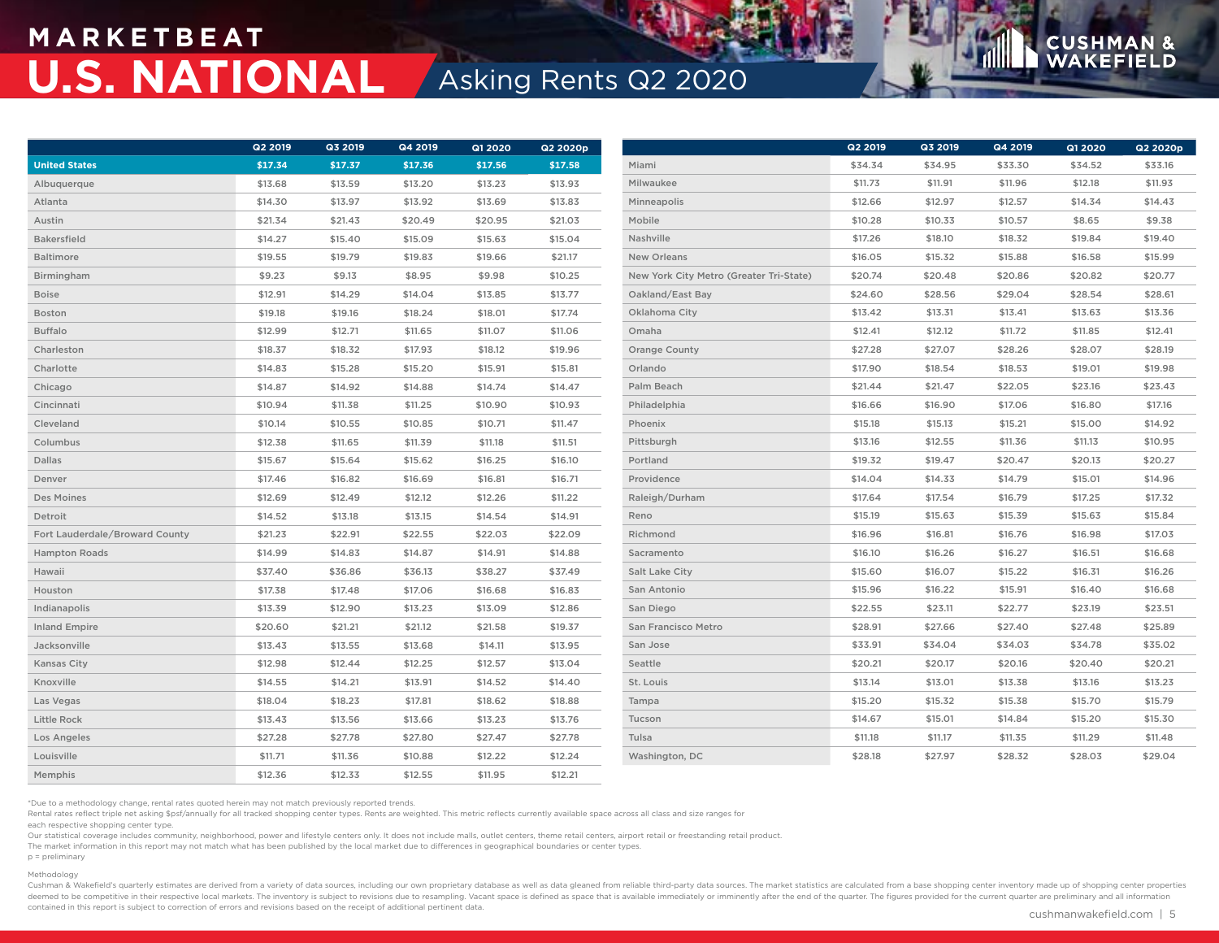# MARKETBEAT

# U.S. NATIONAL

## Asking Rents Q2 2020

| | Q2 2019 | Q3 2019 | Q4 2019 | Q1 2020 | Q2 2020p |
|---|---|---|---|---|---|
| **United States** | **$17.34** | **$17.37** | **$17.36** | **$17.56** | **$17.58** |
| Albuquerque | $13.68 | $13.59 | $13.20 | $13.23 | $13.93 |
| Atlanta | $14.30 | $13.97 | $13.92 | $13.69 | $13.83 |
| Austin | $21.34 | $21.43 | $20.49 | $20.95 | $21.03 |
| Bakersfield | $14.27 | $15.40 | $15.09 | $15.63 | $15.04 |
| Baltimore | $19.55 | $19.79 | $19.83 | $19.66 | $21.17 |
| Birmingham | $9.23 | $9.13 | $8.95 | $9.98 | $10.25 |
| Boise | $12.91 | $14.29 | $14.04 | $13.85 | $13.77 |
| Boston | $19.18 | $19.16 | $18.24 | $18.01 | $17.74 |
| Buffalo | $12.99 | $12.71 | $11.65 | $11.07 | $11.06 |
| Charleston | $18.37 | $18.32 | $17.93 | $18.12 | $19.96 |
| Charlotte | $14.83 | $15.28 | $15.20 | $15.91 | $15.81 |
| Chicago | $14.87 | $14.92 | $14.88 | $14.74 | $14.47 |
| Cincinnati | $10.94 | $11.38 | $11.25 | $10.90 | $10.93 |
| Cleveland | $10.14 | $10.55 | $10.85 | $10.71 | $11.47 |
| Columbus | $12.38 | $11.65 | $11.39 | $11.18 | $11.51 |
| Dallas | $15.67 | $15.64 | $15.62 | $16.25 | $16.10 |
| Denver | $17.46 | $16.82 | $16.69 | $16.81 | $16.71 |
| Des Moines | $12.69 | $12.49 | $12.12 | $12.26 | $11.22 |
| Detroit | $14.52 | $13.18 | $13.15 | $14.54 | $14.91 |
| Fort Lauderdale/Broward County | $21.23 | $22.91 | $22.55 | $22.03 | $22.09 |
| Hampton Roads | $14.99 | $14.83 | $14.87 | $14.91 | $14.88 |
| Hawaii | $37.40 | $36.86 | $36.13 | $38.27 | $37.49 |
| Houston | $17.38 | $17.48 | $17.06 | $16.68 | $16.83 |
| Indianapolis | $13.39 | $12.90 | $13.23 | $13.09 | $12.86 |
| Inland Empire | $20.60 | $21.21 | $21.12 | $21.58 | $19.37 |
| Jacksonville | $13.43 | $13.55 | $13.68 | $14.11 | $13.95 |
| Kansas City | $12.98 | $12.44 | $12.25 | $12.57 | $13.04 |
| Knoxville | $14.55 | $14.21 | $13.91 | $14.52 | $14.40 |
| Las Vegas | $18.04 | $18.23 | $17.81 | $18.62 | $18.88 |
| Little Rock | $13.43 | $13.56 | $13.66 | $13.23 | $13.76 |
| Los Angeles | $27.28 | $27.78 | $27.80 | $27.47 | $27.78 |
| Louisville | $11.71 | $11.36 | $10.88 | $12.22 | $12.24 |
| Memphis | $12.36 | $12.33 | $12.55 | $11.95 | $12.21 |
| Miami | $34.34 | $34.95 | $33.30 | $34.52 | $33.16 |
| Milwaukee | $11.73 | $11.91 | $11.96 | $12.18 | $11.93 |
| Minneapolis | $12.66 | $12.97 | $12.57 | $14.34 | $14.43 |
| Mobile | $10.28 | $10.33 | $10.57 | $8.65 | $9.38 |
| Nashville | $17.26 | $18.10 | $18.32 | $19.84 | $19.40 |
| New Orleans | $16.05 | $15.32 | $15.88 | $16.58 | $15.99 |
| New York City Metro (Greater Tri-State) | $20.74 | $20.48 | $20.86 | $20.82 | $20.77 |
| Oakland/East Bay | $24.60 | $28.56 | $29.04 | $28.54 | $28.61 |
| Oklahoma City | $13.42 | $13.31 | $13.41 | $13.63 | $13.36 |
| Omaha | $12.41 | $12.12 | $11.72 | $11.85 | $12.41 |
| Orange County | $27.28 | $27.07 | $28.26 | $28.07 | $28.19 |
| Orlando | $17.90 | $18.54 | $18.53 | $19.01 | $19.98 |
| Palm Beach | $21.44 | $21.47 | $22.05 | $23.16 | $23.43 |
| Philadelphia | $16.66 | $16.90 | $17.06 | $16.80 | $17.16 |
| Phoenix | $15.18 | $15.13 | $15.21 | $15.00 | $14.92 |
| Pittsburgh | $13.16 | $12.55 | $11.36 | $11.13 | $10.95 |
| Portland | $19.32 | $19.47 | $20.47 | $20.13 | $20.27 |
| Providence | $14.04 | $14.33 | $14.79 | $15.01 | $14.96 |
| Raleigh/Durham | $17.64 | $17.54 | $16.79 | $17.25 | $17.32 |
| Reno | $15.19 | $15.63 | $15.39 | $15.63 | $15.84 |
| Richmond | $16.96 | $16.81 | $16.76 | $16.98 | $17.03 |
| Sacramento | $16.10 | $16.26 | $16.27 | $16.51 | $16.68 |
| Salt Lake City | $15.60 | $16.07 | $15.22 | $16.31 | $16.26 |
| San Antonio | $15.96 | $16.22 | $15.91 | $16.40 | $16.68 |
| San Diego | $22.55 | $23.11 | $22.77 | $23.19 | $23.51 |
| San Francisco Metro | $28.91 | $27.66 | $27.40 | $27.48 | $25.89 |
| San Jose | $33.91 | $34.04 | $34.03 | $34.78 | $35.02 |
| Seattle | $20.21 | $20.17 | $20.16 | $20.40 | $20.21 |
| St. Louis | $13.14 | $13.01 | $13.38 | $13.16 | $13.23 |
| Tampa | $15.20 | $15.32 | $15.38 | $15.70 | $15.79 |
| Tucson | $14.67 | $15.01 | $14.84 | $15.20 | $15.30 |
| Tulsa | $11.18 | $11.17 | $11.35 | $11.29 | $11.48 |
| Washington, DC | $28.18 | $27.97 | $28.32 | $28.03 | $29.04 |

*Due to a methodology change, rental rates quoted herein may not match previously reported trends.
Rental rates reflect triple net asking $psf/annually for all tracked shopping center types. Rents are weighted. This metric reflects currently available space across all class and size ranges for each respective shopping center type.
Our statistical coverage includes community, neighborhood, power and lifestyle centers only. It does not include malls, outlet centers, theme retail centers, airport retail or freestanding retail product.
The market information in this report may not match what has been published by the local market due to differences in geographical boundaries or center types.
p = preliminary

Methodology
Cushman & Wakefield's quarterly estimates are derived from a variety of data sources, including our own proprietary database as well as data gleaned from reliable third-party data sources. The market statistics are calculated from a base shopping center inventory made up of shopping center properties deemed to be competitive in their respective local markets. The inventory is subject to revisions due to resampling. Vacant space is defined as space that is available immediately or imminently after the end of the quarter. The figures provided for the current quarter are preliminary and all information contained in this report is subject to correction of errors and revisions based on the receipt of additional pertinent data.

cushmanwakefield.com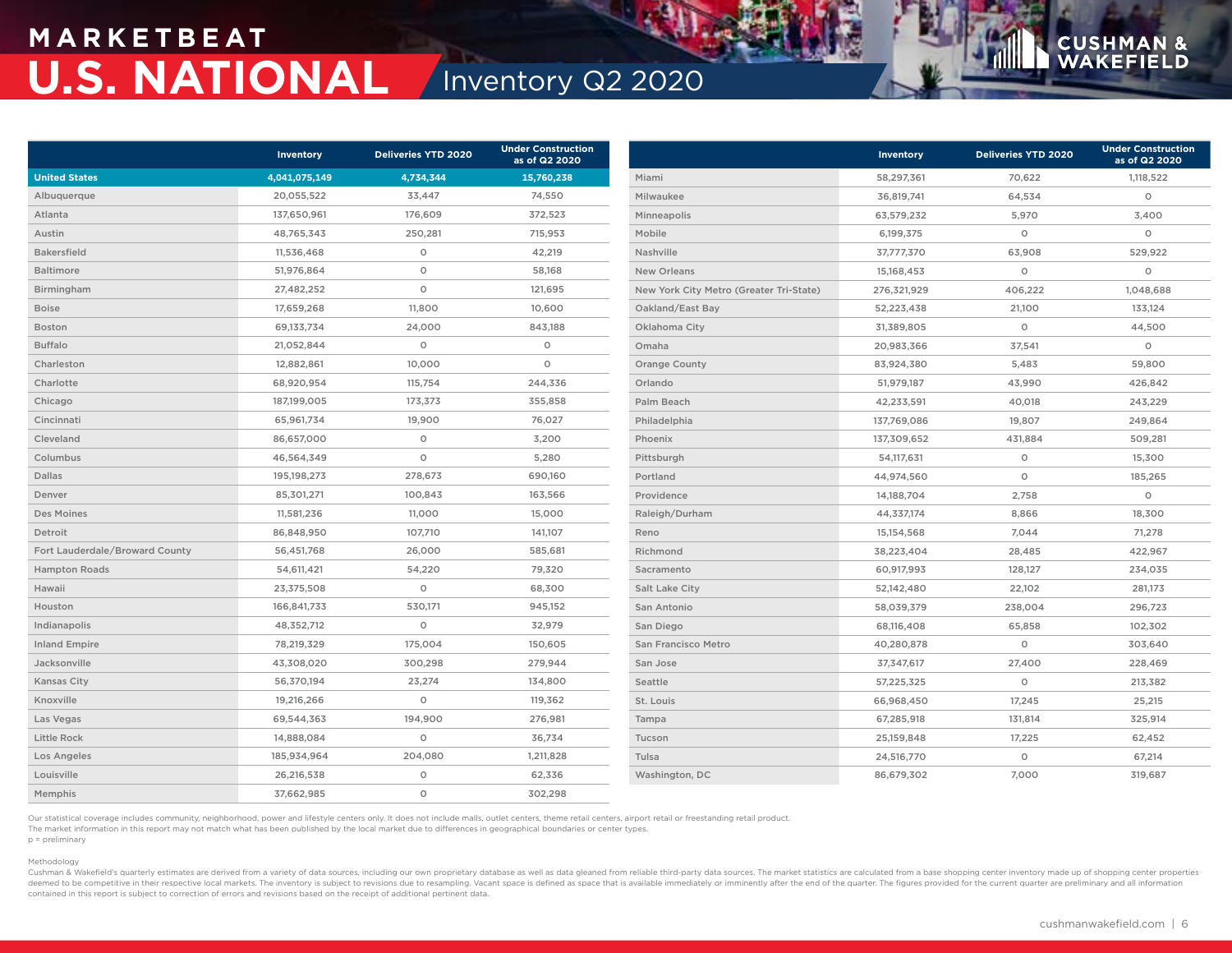# MARKETBEAT

# U.S. NATIONAL

## Inventory Q2 2020

| | Inventory | Deliveries YTD 2020 | Under Construction as of Q2 2020 |
|---|---|---|---|
| **United States** | **4,041,075,149** | **4,734,344** | **15,760,238** |
| Albuquerque | 20,055,522 | 33,447 | 74,550 |
| Atlanta | 137,650,961 | 176,609 | 372,523 |
| Austin | 48,765,343 | 250,281 | 715,953 |
| Bakersfield | 11,536,468 | 0 | 42,219 |
| Baltimore | 51,976,864 | 0 | 58,168 |
| Birmingham | 27,482,252 | 0 | 121,695 |
| Boise | 17,659,268 | 11,800 | 10,600 |
| Boston | 69,133,734 | 24,000 | 843,188 |
| Buffalo | 21,052,844 | 0 | 0 |
| Charleston | 12,882,861 | 10,000 | 0 |
| Charlotte | 68,920,954 | 115,754 | 244,336 |
| Chicago | 187,199,005 | 173,373 | 355,858 |
| Cincinnati | 65,961,734 | 19,900 | 76,027 |
| Cleveland | 86,657,000 | 0 | 3,200 |
| Columbus | 46,564,349 | 0 | 5,280 |
| Dallas | 195,198,273 | 278,673 | 690,160 |
| Denver | 85,301,271 | 100,843 | 163,566 |
| Des Moines | 11,581,236 | 11,000 | 15,000 |
| Detroit | 86,848,950 | 107,710 | 141,107 |
| Fort Lauderdale/Broward County | 56,451,768 | 26,000 | 585,681 |
| Hampton Roads | 54,611,421 | 54,220 | 79,320 |
| Hawaii | 23,375,508 | 0 | 68,300 |
| Houston | 166,841,733 | 530,171 | 945,152 |
| Indianapolis | 48,352,712 | 0 | 32,979 |
| Inland Empire | 78,219,329 | 175,004 | 150,605 |
| Jacksonville | 43,308,020 | 300,298 | 279,944 |
| Kansas City | 56,370,194 | 23,274 | 134,800 |
| Knoxville | 19,216,266 | 0 | 119,362 |
| Las Vegas | 69,544,363 | 194,900 | 276,981 |
| Little Rock | 14,888,084 | 0 | 36,734 |
| Los Angeles | 185,934,964 | 204,080 | 1,211,828 |
| Louisville | 26,216,538 | 0 | 62,336 |
| Memphis | 37,662,985 | 0 | 302,298 |
| Miami | 58,297,361 | 70,622 | 1,118,522 |
| Milwaukee | 36,819,741 | 64,534 | 0 |
| Minneapolis | 63,579,232 | 5,970 | 3,400 |
| Mobile | 6,199,375 | 0 | 0 |
| Nashville | 37,777,370 | 63,908 | 529,922 |
| New Orleans | 15,168,453 | 0 | 0 |
| New York City Metro (Greater Tri-State) | 276,321,929 | 406,222 | 1,048,688 |
| Oakland/East Bay | 52,223,438 | 21,100 | 133,124 |
| Oklahoma City | 31,389,805 | 0 | 44,500 |
| Omaha | 20,983,366 | 37,541 | 0 |
| Orange County | 83,924,380 | 5,483 | 59,800 |
| Orlando | 51,979,187 | 43,990 | 426,842 |
| Palm Beach | 42,233,591 | 40,018 | 243,229 |
| Philadelphia | 137,769,086 | 19,807 | 249,864 |
| Phoenix | 137,309,652 | 431,884 | 509,281 |
| Pittsburgh | 54,117,631 | 0 | 15,300 |
| Portland | 44,974,560 | 0 | 185,265 |
| Providence | 14,188,704 | 2,758 | 0 |
| Raleigh/Durham | 44,337,174 | 8,866 | 18,300 |
| Reno | 15,154,568 | 7,044 | 71,278 |
| Richmond | 38,223,404 | 28,485 | 422,967 |
| Sacramento | 60,917,993 | 128,127 | 234,035 |
| Salt Lake City | 52,142,480 | 22,102 | 281,173 |
| San Antonio | 58,039,379 | 238,004 | 296,723 |
| San Diego | 68,116,408 | 65,858 | 102,302 |
| San Francisco Metro | 40,280,878 | 0 | 303,640 |
| San Jose | 37,347,617 | 27,400 | 228,469 |
| Seattle | 57,225,325 | 0 | 213,382 |
| St. Louis | 66,968,450 | 17,245 | 25,215 |
| Tampa | 67,285,918 | 131,814 | 325,914 |
| Tucson | 25,159,848 | 17,225 | 62,452 |
| Tulsa | 24,516,770 | 0 | 67,214 |
| Washington, DC | 86,679,302 | 7,000 | 319,687 |

Our statistical coverage includes community, neighborhood, power and lifestyle centers only. It does not include malls, outlet centers, theme retail centers, airport retail or freestanding retail product.
The market information in this report may not match what has been published by the local market due to differences in geographical boundaries or center types.
p = preliminary

Methodology
Cushman & Wakefield's quarterly estimates are derived from a variety of data sources, including our own proprietary database as well as data gleaned from reliable third-party data sources. The market statistics are calculated from a base shopping center inventory made up of shopping center properties deemed to be competitive in their respective local markets. The inventory is subject to revisions due to resampling. Vacant space is defined as space that is available immediately or imminently after the end of the quarter. The figures provided for the current quarter are preliminary and all information contained in this report is subject to correction of errors and revisions based on the receipt of additional pertinent data.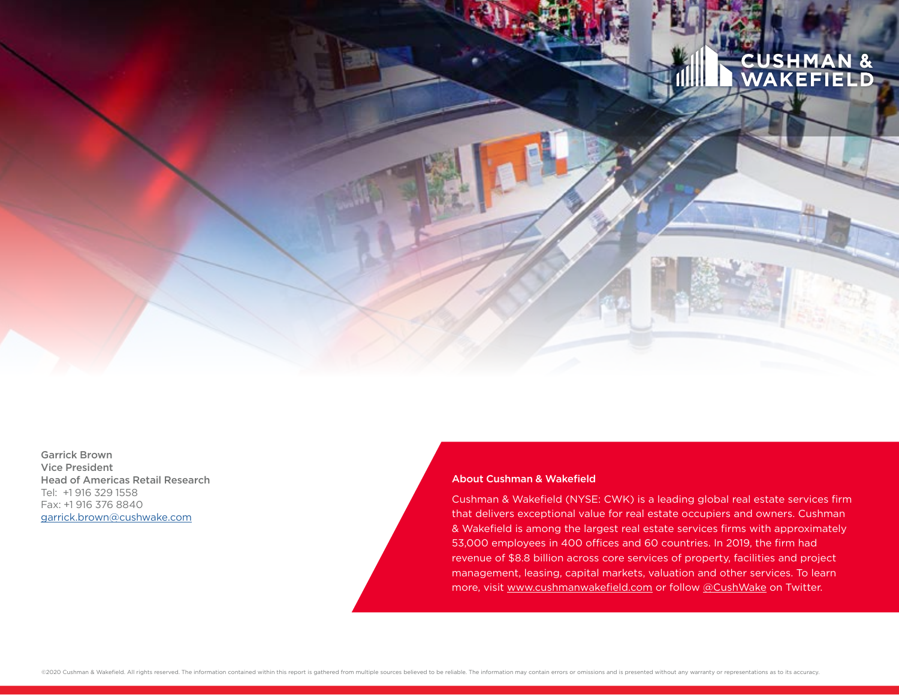Garrick Brown
Vice President
Head of Americas Retail Research
Tel: +1 916 329 1558
Fax: +1 916 376 8840
garrick.brown@cushwake.com

### About Cushman & Wakefield

Cushman & Wakefield (NYSE: CWK) is a leading global real estate services firm that delivers exceptional value for real estate occupiers and owners. Cushman & Wakefield is among the largest real estate services firms with approximately 53,000 employees in 400 offices and 60 countries. In 2019, the firm had revenue of $8.8 billion across core services of property, facilities and project management, leasing, capital markets, valuation and other services. To learn more, visit www.cushmanwakefield.com or follow @CushWake on Twitter.

©2020 Cushman & Wakefield. All rights reserved. The information contained within this report is gathered from multiple sources believed to be reliable. The information may contain errors or omissions and is presented without any warranty or representations as to its accuracy.